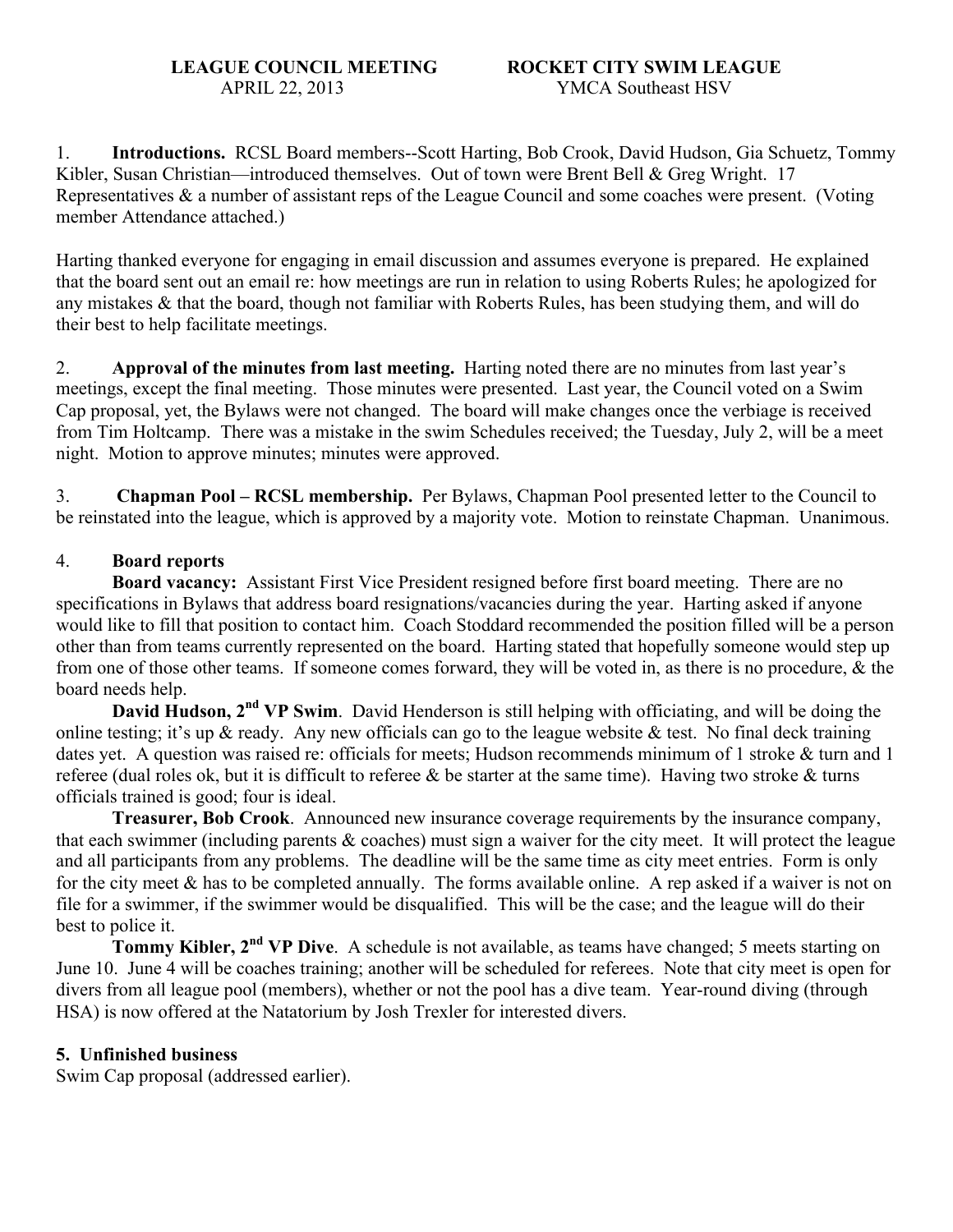**LEAGUE COUNCIL MEETING** **ROCKET CITY SWIM LEAGUE**
APRIL 22, 2013 YMCA Southeast HSV

1. **Introductions.** RCSL Board members--Scott Harting, Bob Crook, David Hudson, Gia Schuetz, Tommy Kibler, Susan Christian—introduced themselves. Out of town were Brent Bell & Greg Wright. 17 Representatives & a number of assistant reps of the League Council and some coaches were present. (Voting member Attendance attached.)

Harting thanked everyone for engaging in email discussion and assumes everyone is prepared. He explained that the board sent out an email re: how meetings are run in relation to using Roberts Rules; he apologized for any mistakes & that the board, though not familiar with Roberts Rules, has been studying them, and will do their best to help facilitate meetings.

2. **Approval of the minutes from last meeting.** Harting noted there are no minutes from last year's meetings, except the final meeting. Those minutes were presented. Last year, the Council voted on a Swim Cap proposal, yet, the Bylaws were not changed. The board will make changes once the verbiage is received from Tim Holtcamp. There was a mistake in the swim Schedules received; the Tuesday, July 2, will be a meet night. Motion to approve minutes; minutes were approved.

3. **Chapman Pool – RCSL membership.** Per Bylaws, Chapman Pool presented letter to the Council to be reinstated into the league, which is approved by a majority vote. Motion to reinstate Chapman. Unanimous.

4. **Board reports**

**Board vacancy:** Assistant First Vice President resigned before first board meeting. There are no specifications in Bylaws that address board resignations/vacancies during the year. Harting asked if anyone would like to fill that position to contact him. Coach Stoddard recommended the position filled will be a person other than from teams currently represented on the board. Harting stated that hopefully someone would step up from one of those other teams. If someone comes forward, they will be voted in, as there is no procedure, & the board needs help.

**David Hudson, 2nd VP Swim**. David Henderson is still helping with officiating, and will be doing the online testing; it's up & ready. Any new officials can go to the league website & test. No final deck training dates yet. A question was raised re: officials for meets; Hudson recommends minimum of 1 stroke & turn and 1 referee (dual roles ok, but it is difficult to referee & be starter at the same time). Having two stroke & turns officials trained is good; four is ideal.

**Treasurer, Bob Crook**. Announced new insurance coverage requirements by the insurance company, that each swimmer (including parents & coaches) must sign a waiver for the city meet. It will protect the league and all participants from any problems. The deadline will be the same time as city meet entries. Form is only for the city meet & has to be completed annually. The forms available online. A rep asked if a waiver is not on file for a swimmer, if the swimmer would be disqualified. This will be the case; and the league will do their best to police it.

**Tommy Kibler, 2nd VP Dive**. A schedule is not available, as teams have changed; 5 meets starting on June 10. June 4 will be coaches training; another will be scheduled for referees. Note that city meet is open for divers from all league pool (members), whether or not the pool has a dive team. Year-round diving (through HSA) is now offered at the Natatorium by Josh Trexler for interested divers.

**5. Unfinished business**

Swim Cap proposal (addressed earlier).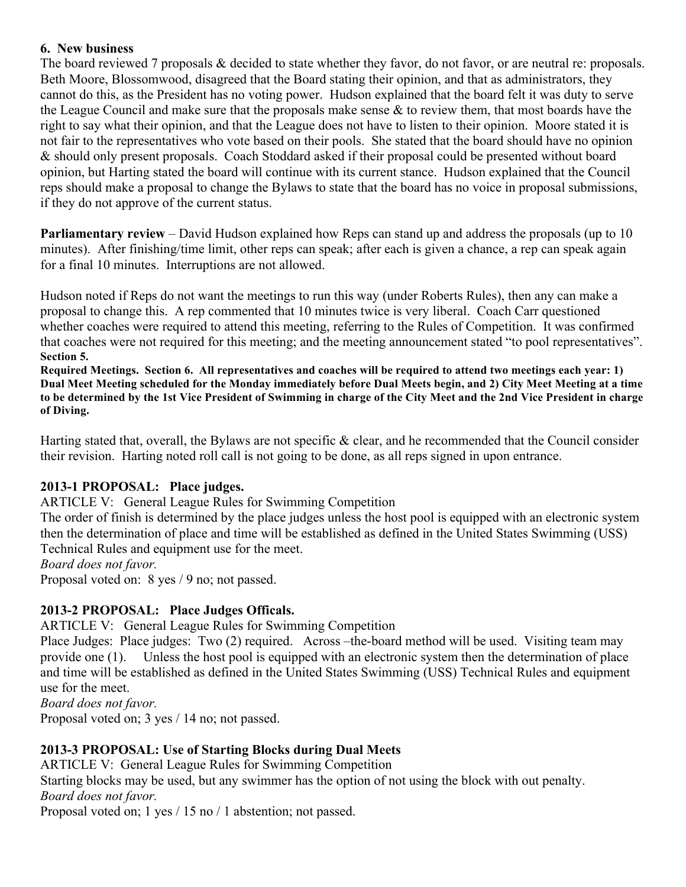### 6. New business

The board reviewed 7 proposals & decided to state whether they favor, do not favor, or are neutral re: proposals. Beth Moore, Blossomwood, disagreed that the Board stating their opinion, and that as administrators, they cannot do this, as the President has no voting power. Hudson explained that the board felt it was duty to serve the League Council and make sure that the proposals make sense & to review them, that most boards have the right to say what their opinion, and that the League does not have to listen to their opinion. Moore stated it is not fair to the representatives who vote based on their pools. She stated that the board should have no opinion & should only present proposals. Coach Stoddard asked if their proposal could be presented without board opinion, but Harting stated the board will continue with its current stance. Hudson explained that the Council reps should make a proposal to change the Bylaws to state that the board has no voice in proposal submissions, if they do not approve of the current status.

**Parliamentary review** – David Hudson explained how Reps can stand up and address the proposals (up to 10 minutes). After finishing/time limit, other reps can speak; after each is given a chance, a rep can speak again for a final 10 minutes. Interruptions are not allowed.

Hudson noted if Reps do not want the meetings to run this way (under Roberts Rules), then any can make a proposal to change this. A rep commented that 10 minutes twice is very liberal. Coach Carr questioned whether coaches were required to attend this meeting, referring to the Rules of Competition. It was confirmed that coaches were not required for this meeting; and the meeting announcement stated "to pool representatives".
**Section 5.**
**Required Meetings. Section 6. All representatives and coaches will be required to attend two meetings each year: 1) Dual Meet Meeting scheduled for the Monday immediately before Dual Meets begin, and 2) City Meet Meeting at a time to be determined by the 1st Vice President of Swimming in charge of the City Meet and the 2nd Vice President in charge of Diving.**

Harting stated that, overall, the Bylaws are not specific & clear, and he recommended that the Council consider their revision. Harting noted roll call is not going to be done, as all reps signed in upon entrance.

### 2013-1 PROPOSAL: Place judges.

ARTICLE V: General League Rules for Swimming Competition
The order of finish is determined by the place judges unless the host pool is equipped with an electronic system then the determination of place and time will be established as defined in the United States Swimming (USS) Technical Rules and equipment use for the meet.
*Board does not favor.*
Proposal voted on: 8 yes / 9 no; not passed.

### 2013-2 PROPOSAL: Place Judges Officals.

ARTICLE V: General League Rules for Swimming Competition
Place Judges: Place judges: Two (2) required. Across –the-board method will be used. Visiting team may provide one (1). Unless the host pool is equipped with an electronic system then the determination of place and time will be established as defined in the United States Swimming (USS) Technical Rules and equipment use for the meet.
*Board does not favor.*
Proposal voted on; 3 yes / 14 no; not passed.

### 2013-3 PROPOSAL: Use of Starting Blocks during Dual Meets

ARTICLE V: General League Rules for Swimming Competition
Starting blocks may be used, but any swimmer has the option of not using the block with out penalty.
*Board does not favor.*
Proposal voted on; 1 yes / 15 no / 1 abstention; not passed.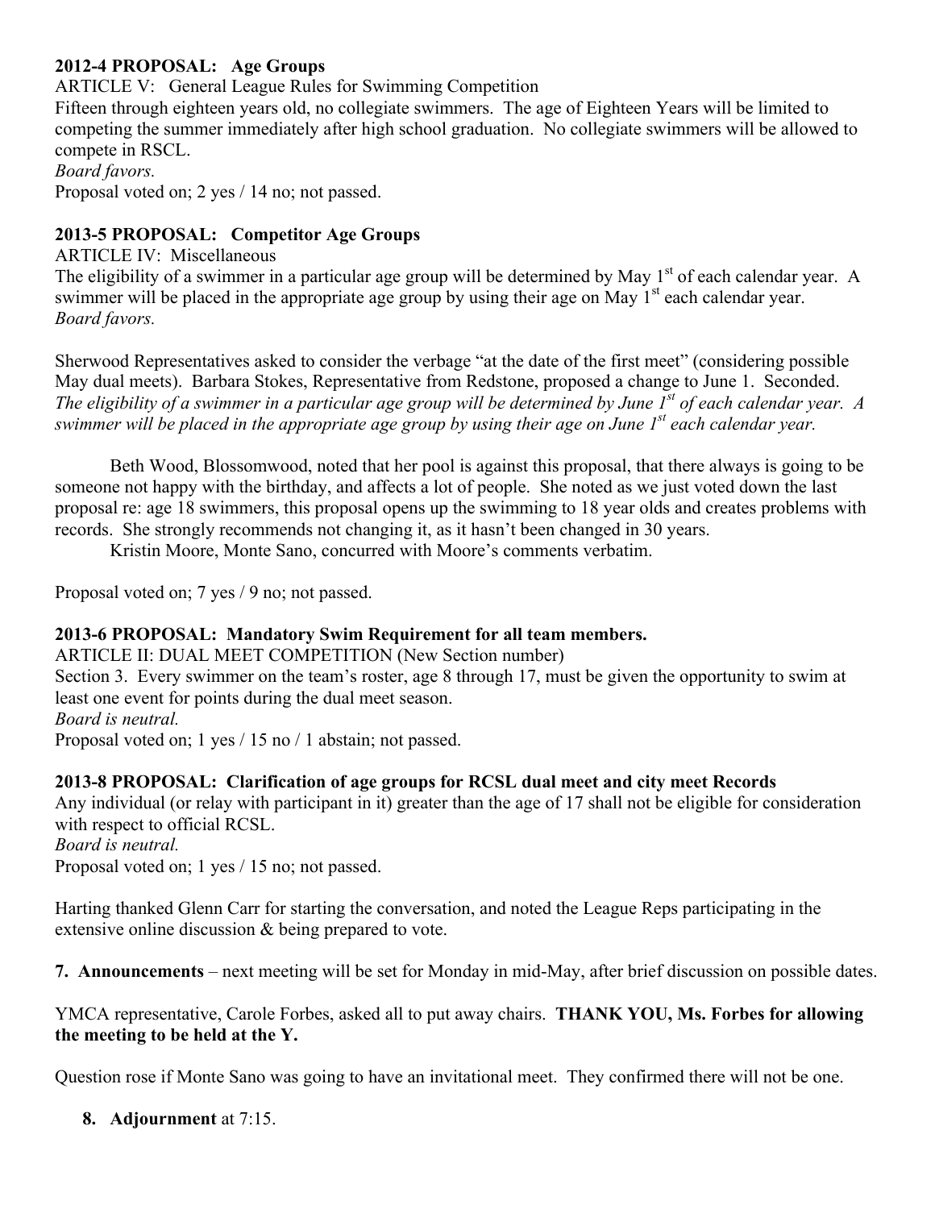**2012-4 PROPOSAL: Age Groups**

ARTICLE V: General League Rules for Swimming Competition

Fifteen through eighteen years old, no collegiate swimmers. The age of Eighteen Years will be limited to competing the summer immediately after high school graduation. No collegiate swimmers will be allowed to compete in RSCL.

*Board favors.*

Proposal voted on; 2 yes / 14 no; not passed.

**2013-5 PROPOSAL: Competitor Age Groups**

ARTICLE IV: Miscellaneous

The eligibility of a swimmer in a particular age group will be determined by May 1st of each calendar year. A swimmer will be placed in the appropriate age group by using their age on May 1st each calendar year.

*Board favors.*

Sherwood Representatives asked to consider the verbage "at the date of the first meet" (considering possible May dual meets). Barbara Stokes, Representative from Redstone, proposed a change to June 1. Seconded. *The eligibility of a swimmer in a particular age group will be determined by June 1st of each calendar year. A swimmer will be placed in the appropriate age group by using their age on June 1st each calendar year.*

Beth Wood, Blossomwood, noted that her pool is against this proposal, that there always is going to be someone not happy with the birthday, and affects a lot of people. She noted as we just voted down the last proposal re: age 18 swimmers, this proposal opens up the swimming to 18 year olds and creates problems with records. She strongly recommends not changing it, as it hasn't been changed in 30 years.

Kristin Moore, Monte Sano, concurred with Moore's comments verbatim.

Proposal voted on; 7 yes / 9 no; not passed.

**2013-6 PROPOSAL: Mandatory Swim Requirement for all team members.**

ARTICLE II: DUAL MEET COMPETITION (New Section number)

Section 3. Every swimmer on the team's roster, age 8 through 17, must be given the opportunity to swim at least one event for points during the dual meet season.

*Board is neutral.*

Proposal voted on; 1 yes / 15 no / 1 abstain; not passed.

**2013-8 PROPOSAL: Clarification of age groups for RCSL dual meet and city meet Records**

Any individual (or relay with participant in it) greater than the age of 17 shall not be eligible for consideration with respect to official RCSL.

*Board is neutral.*

Proposal voted on; 1 yes / 15 no; not passed.

Harting thanked Glenn Carr for starting the conversation, and noted the League Reps participating in the extensive online discussion & being prepared to vote.

**7. Announcements** – next meeting will be set for Monday in mid-May, after brief discussion on possible dates.

YMCA representative, Carole Forbes, asked all to put away chairs. **THANK YOU, Ms. Forbes for allowing the meeting to be held at the Y.**

Question rose if Monte Sano was going to have an invitational meet. They confirmed there will not be one.

**8. Adjournment** at 7:15.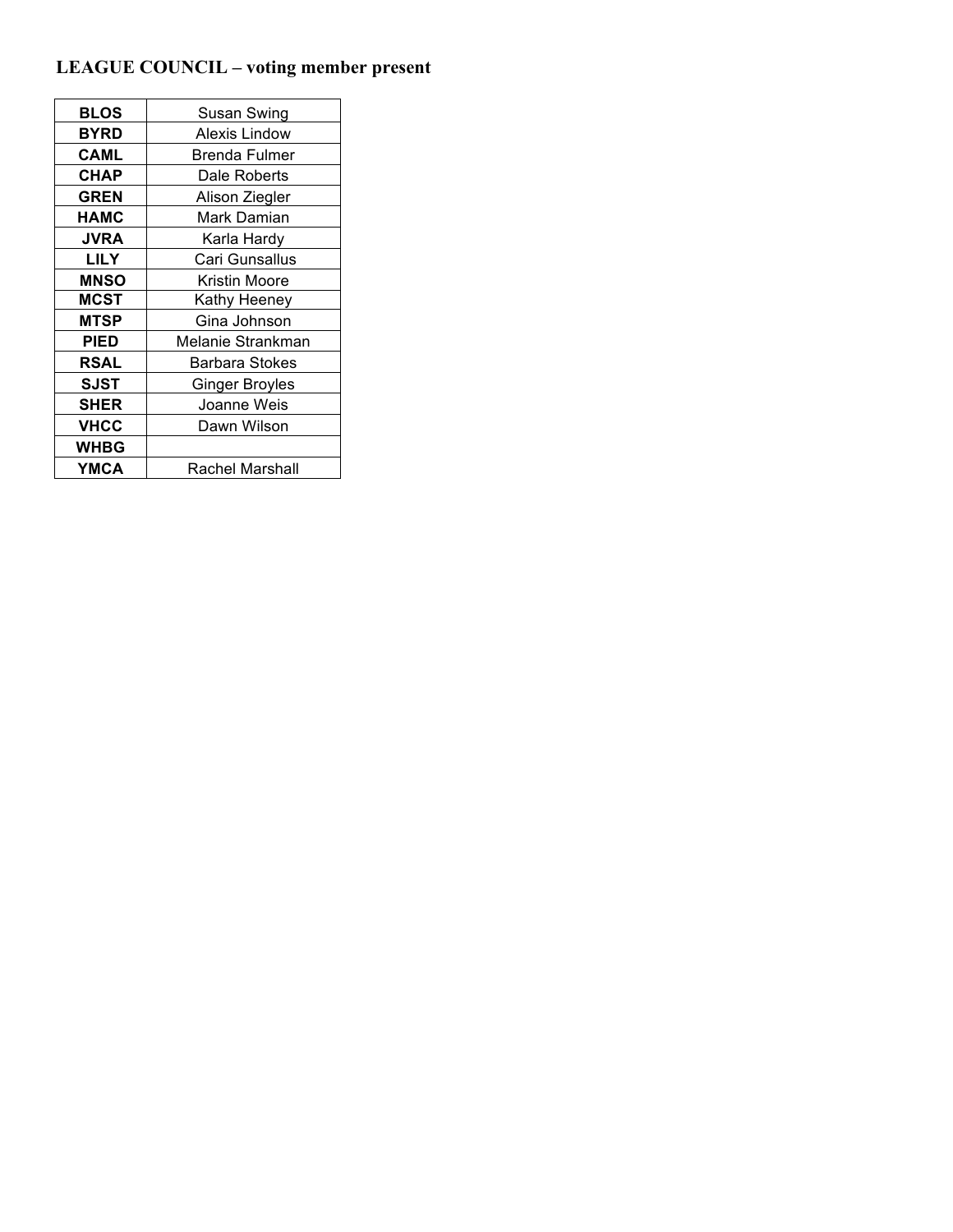## LEAGUE COUNCIL – voting member present

| | |
|---|---|
| **BLOS** | Susan Swing |
| **BYRD** | Alexis Lindow |
| **CAML** | Brenda Fulmer |
| **CHAP** | Dale Roberts |
| **GREN** | Alison Ziegler |
| **HAMC** | Mark Damian |
| **JVRA** | Karla Hardy |
| **LILY** | Cari Gunsallus |
| **MNSO** | Kristin Moore |
| **MCST** | Kathy Heeney |
| **MTSP** | Gina Johnson |
| **PIED** | Melanie Strankman |
| **RSAL** | Barbara Stokes |
| **SJST** | Ginger Broyles |
| **SHER** | Joanne Weis |
| **VHCC** | Dawn Wilson |
| **WHBG** | |
| **YMCA** | Rachel Marshall |